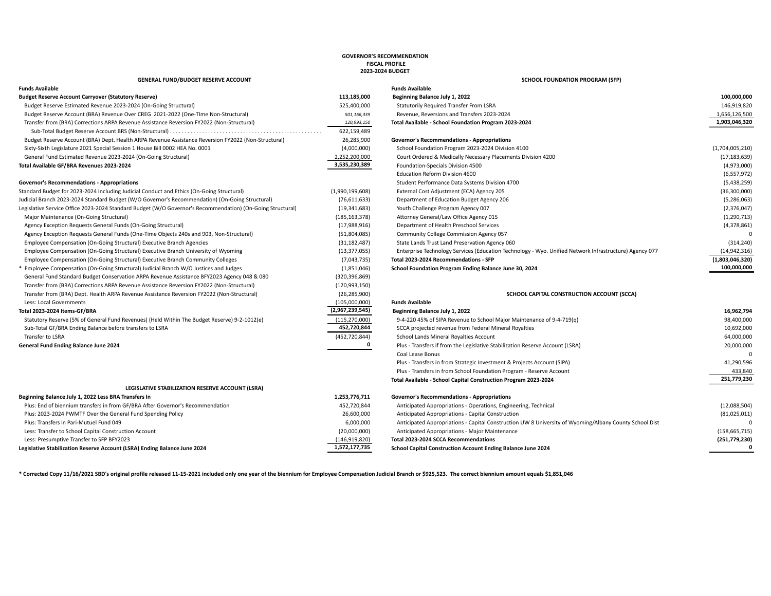# GOVERNOR'S RECOMMENDATION
## FISCAL PROFILE
## 2023-2024 BUDGET

### GENERAL FUND/BUDGET RESERVE ACCOUNT

| **Funds Available** | |
|---|---|
| **Budget Reserve Account Carryover (Statutory Reserve)** | **113,185,000** |
| Budget Reserve Estimated Revenue 2023-2024 (On-Going Structural) | 525,400,000 |
| Budget Reserve Account (BRA) Revenue Over CREG 2021-2022 (One-TIme Non-Structural) | *501,166,339* |
| Transfer from (BRA) Corrections ARPA Revenue Assistance Reversion FY2022 (Non-Structural) | *120,993,150* |
| Sub-Total Budget Reserve Account BRS (Non-Structural) | 622,159,489 |
| Budget Reserve Account (BRA) Dept. Health ARPA Revenue Assistance Reversion FY2022 (Non-Structural) | 26,285,900 |
| Sixty-Sixth Legislature 2021 Special Session 1 House Bill 0002 HEA No. 0001 | (4,000,000) |
| General Fund Estimated Revenue 2023-2024 (On-Going Structural) | 2,252,200,000 |
| **Total Available GF/BRA Revenues 2023-2024** | **3,535,230,389** |
| | |
| **Governor's Recommendations - Appropriations** | |
| Standard Budget for 2023-2024 Including Judicial Conduct and Ethics (On-Going Structural) | (1,990,199,608) |
| Judicial Branch 2023-2024 Standard Budget (W/O Governor's Recommendation) (On-Going Structural) | (76,611,633) |
| Legislative Service Office 2023-2024 Standard Budget (W/O Governor's Recommendation) (On-Going Structural) | (19,341,683) |
| Major Maintenance (On-Going Structural) | (185,163,378) |
| Agency Exception Requests General Funds (On-Going Structural) | (17,988,916) |
| Agency Exception Requests General Funds (One-Time Objects 240s and 903, Non-Structural) | (51,804,085) |
| Employee Compensation (On-Going Structural) Executive Branch Agencies | (31,182,487) |
| Employee Compensation (On-Going Structural) Executive Branch University of Wyoming | (13,377,055) |
| Employee Compensation (On-Going Structural) Executive Branch Community Colleges | (7,043,735) |
| * Employee Compensation (On-Going Structural) Judicial Branch W/O Justices and Judges | (1,851,046) |
| General Fund Standard Budget Conservation ARPA Revenue Assistance BFY2023 Agency 048 & 080 | (320,396,869) |
| Transfer from (BRA) Corrections ARPA Revenue Assistance Reversion FY2022 (Non-Structural) | (120,993,150) |
| Transfer from (BRA) Dept. Health ARPA Revenue Assistance Reversion FY2022 (Non-Structural) | (26,285,900) |
| Less: Local Governments | (105,000,000) |
| **Total 2023-2024 Items-GF/BRA** | **(2,967,239,545)** |
| Statutory Reserve (5% of General Fund Revenues) (Held Within The Budget Reserve) 9-2-1012(e) | (115,270,000) |
| Sub-Total GF/BRA Ending Balance before transfers to LSRA | **452,720,844** |
| Transfer to LSRA | (452,720,844) |
| **General Fund Ending Balance June 2024** | **0** |

### LEGISLATIVE STABILIZATION RESERVE ACCOUNT (LSRA)

| | |
|---|---|
| **Beginning Balance July 1, 2022 Less BRA Transfers In** | **1,253,776,711** |
| Plus: End of biennium transfers in from GF/BRA After Governor's Recommendation | 452,720,844 |
| Plus: 2023-2024 PWMTF Over the General Fund Spending Policy | 26,600,000 |
| Plus: Transfers in Pari-Mutuel Fund 049 | 6,000,000 |
| Less: Transfer to School Capital Construction Account | (20,000,000) |
| Less: Presumptive Transfer to SFP BFY2023 | (146,919,820) |
| **Legislative Stabilization Reserve Account (LSRA) Ending Balance June 2024** | **1,572,177,735** |

### SCHOOL FOUNDATION PROGRAM (SFP)

| **Funds Available** | |
|---|---|
| **Beginning Balance July 1, 2022** | **100,000,000** |
| Statutorily Required Transfer From LSRA | 146,919,820 |
| Revenue, Reversions and Transfers 2023-2024 | 1,656,126,500 |
| **Total Available - School Foundation Program 2023-2024** | **1,903,046,320** |
| | |
| **Governor's Recommendations - Appropriations** | |
| School Foundation Program 2023-2024 Division 4100 | (1,704,005,210) |
| Court Ordered & Medically Necessary Placements Division 4200 | (17,183,639) |
| Foundation-Specials Division 4500 | (4,973,000) |
| Education Reform Division 4600 | (6,557,972) |
| Student Performance Data Systems Division 4700 | (5,438,259) |
| External Cost Adjustment (ECA) Agency 205 | (36,300,000) |
| Department of Education Budget Agency 206 | (5,286,063) |
| Youth Challenge Program Agency 007 | (2,376,047) |
| Attorney General/Law Office Agency 015 | (1,290,713) |
| Department of Health Preschool Services | (4,378,861) |
| Community College Commission Agency 057 | 0 |
| State Lands Trust Land Preservation Agency 060 | (314,240) |
| Enterprise Technology Services (Education Technology - Wyo. Unified Network Infrastructure) Agency 077 | (14,942,316) |
| **Total 2023-2024 Recommendations - SFP** | **(1,803,046,320)** |
| **School Foundation Program Ending Balance June 30, 2024** | **100,000,000** |

### SCHOOL CAPITAL CONSTRUCTION ACCOUNT (SCCA)

| **Funds Available** | |
|---|---|
| **Beginning Balance July 1, 2022** | **16,962,794** |
| 9-4-220 45% of SIPA Revenue to School Major Maintenance of 9-4-719(q) | 98,400,000 |
| SCCA projected revenue from Federal Mineral Royalties | 10,692,000 |
| School Lands Mineral Royalties Account | 64,000,000 |
| Plus - Transfers if from the Legislative Stabilization Reserve Account (LSRA) | 20,000,000 |
| Coal Lease Bonus | 0 |
| Plus - Transfers in from Strategic Investment & Projects Account (SIPA) | 41,290,596 |
| Plus - Transfers in from School Foundation Program - Reserve Account | 433,840 |
| **Total Available - School Capital Construction Program 2023-2024** | **251,779,230** |
| | |
| **Governor's Recommendations - Appropriations** | |
| Anticipated Appropriations - Operations, Engineering, Technical | (12,088,504) |
| Anticipated Appropriations - Capital Construction | (81,025,011) |
| Anticipated Appropriations - Capital Construction UW 8 University of Wyoming/Albany County School Dist | 0 |
| Anticipated Appropriations - Major Maintenance | (158,665,715) |
| **Total 2023-2024 SCCA Recommendations** | **(251,779,230)** |
| **School Capital Construction Account Ending Balance June 2024** | **0** |

**\* Corrected Copy 11/16/2021 SBD's original profile released 11-15-2021 included only one year of the biennium for Employee Compensation Judicial Branch or $925,523. The correct biennium amount equals $1,851,046**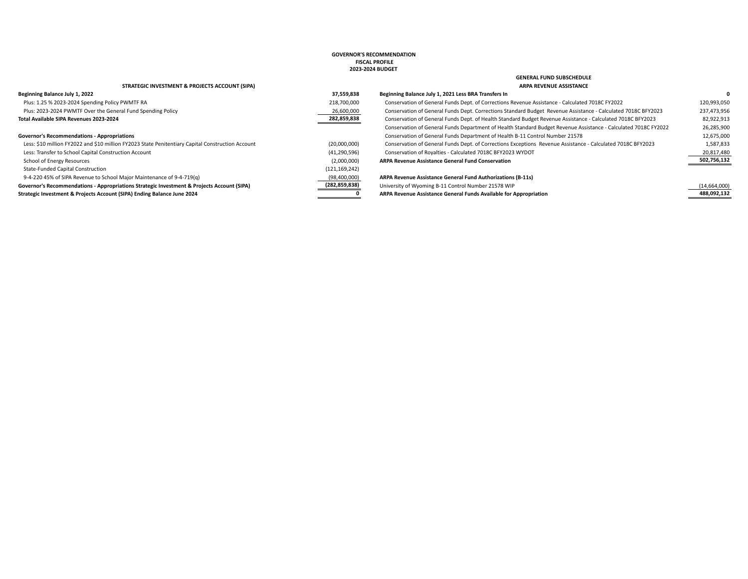**GOVERNOR'S RECOMMENDATION**
**FISCAL PROFILE**
**2023-2024 BUDGET**

### STRATEGIC INVESTMENT & PROJECTS ACCOUNT (SIPA)

| | |
|---|---|
| **Beginning Balance July 1, 2022** | **37,559,838** |
| Plus: 1.25 % 2023-2024 Spending Policy PWMTF RA | 218,700,000 |
| Plus: 2023-2024 PWMTF Over the General Fund Spending Policy | 26,600,000 |
| **Total Available SIPA Revenues 2023-2024** | **282,859,838** |
| | |
| **Governor's Recommendations - Appropriations** | |
| Less: $10 million FY2022 and $10 million FY2023 State Penitentiary Capital Construction Account | (20,000,000) |
| Less: Transfer to School Capital Construction Account | (41,290,596) |
| School of Energy Resources | (2,000,000) |
| State-Funded Capital Construction | (121,169,242) |
| 9-4-220 45% of SIPA Revenue to School Major Maintenance of 9-4-719(q) | (98,400,000) |
| **Governor's Recommendations - Appropriations Strategic Investment & Projects Account (SIPA)** | **(282,859,838)** |
| **Strategic Investment & Projects Account (SIPA) Ending Balance June 2024** | **0** |

### GENERAL FUND SUBSCHEDULE
### ARPA REVENUE ASSISTANCE

| | |
|---|---|
| **Beginning Balance July 1, 2021 Less BRA Transfers In** | **0** |
| Conservation of General Funds Dept. of Corrections Revenue Assistance - Calculated 7018C FY2022 | 120,993,050 |
| Conservation of General Funds Dept. Corrections Standard Budget Revenue Assistance - Calculated 7018C BFY2023 | 237,473,956 |
| Conservation of General Funds Dept. of Health Standard Budget Revenue Assistance - Calculated 7018C BFY2023 | 82,922,913 |
| Conservation of General Funds Department of Health Standard Budget Revenue Assistance - Calculated 7018C FY2022 | 26,285,900 |
| Conservation of General Funds Department of Health B-11 Control Number 21578 | 12,675,000 |
| Conservation of General Funds Dept. of Corrections Exceptions Revenue Assistance - Calculated 7018C BFY2023 | 1,587,833 |
| Conservation of Royalties - Calculated 7018C BFY2023 WYDOT | 20,817,480 |
| **ARPA Revenue Assistance General Fund Conservation** | **502,756,132** |
| | |
| **ARPA Revenue Assistance General Fund Authorizations (B-11s)** | |
| University of Wyoming B-11 Control Number 21578 WIP | (14,664,000) |
| **ARPA Revenue Assistance General Funds Available for Appropriation** | **488,092,132** |